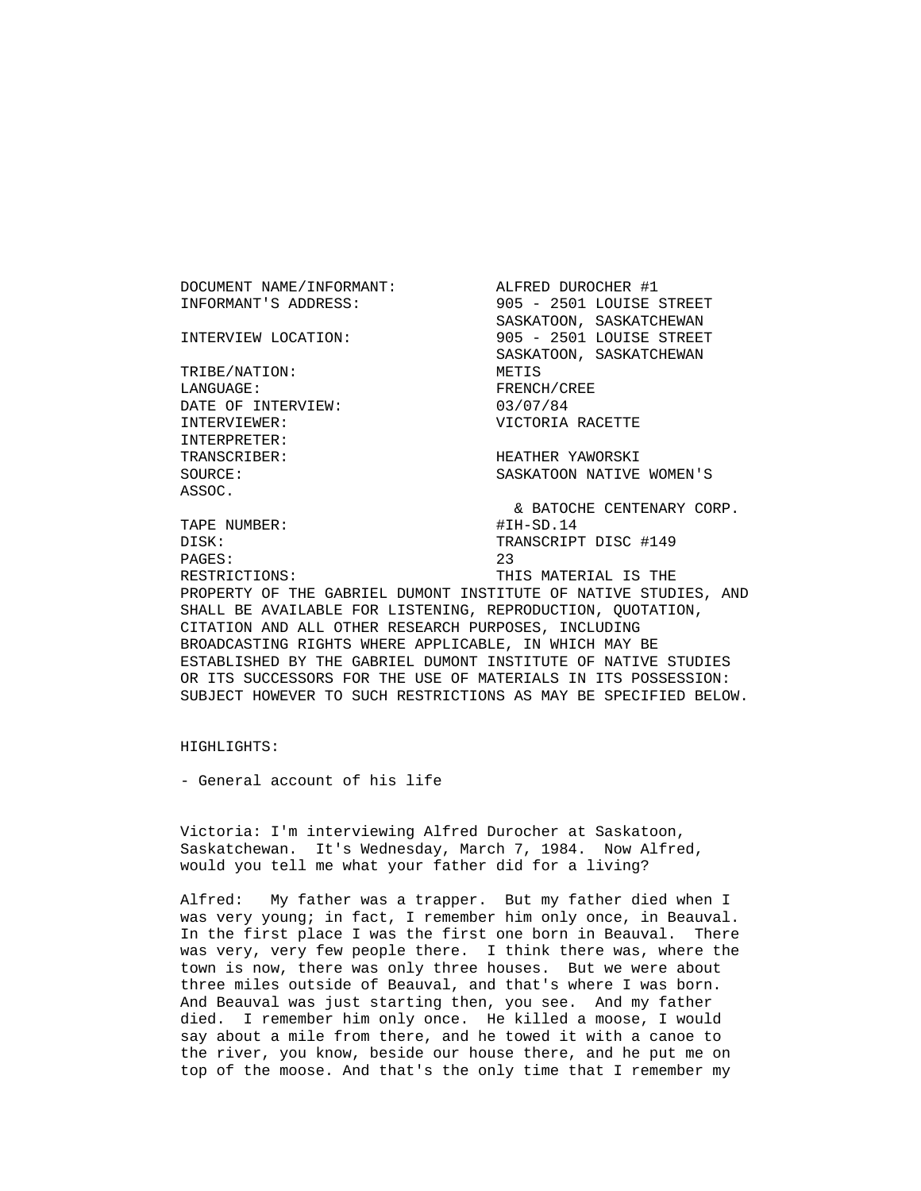DOCUMENT NAME/INFORMANT: ALFRED DUROCHER #1
INFORMANT'S ADDRESS: 905 - 2501 LOUISE STREET SASKATOON, SASKATCHEWAN
INTERVIEW LOCATION: 905 - 2501 LOUISE STREET SASKATOON, SASKATCHEWAN
TRIBE/NATION: METIS
LANGUAGE: FRENCH/CREE
DATE OF INTERVIEW: 03/07/84
INTERVIEWER: VICTORIA RACETTE
INTERPRETER:
TRANSCRIBER: HEATHER YAWORSKI
SOURCE: SASKATOON NATIVE WOMEN'S ASSOC. & BATOCHE CENTENARY CORP.
TAPE NUMBER: #IH-SD.14
DISK: TRANSCRIPT DISC #149
PAGES: 23
RESTRICTIONS: THIS MATERIAL IS THE PROPERTY OF THE GABRIEL DUMONT INSTITUTE OF NATIVE STUDIES, AND SHALL BE AVAILABLE FOR LISTENING, REPRODUCTION, QUOTATION, CITATION AND ALL OTHER RESEARCH PURPOSES, INCLUDING BROADCASTING RIGHTS WHERE APPLICABLE, IN WHICH MAY BE ESTABLISHED BY THE GABRIEL DUMONT INSTITUTE OF NATIVE STUDIES OR ITS SUCCESSORS FOR THE USE OF MATERIALS IN ITS POSSESSION: SUBJECT HOWEVER TO SUCH RESTRICTIONS AS MAY BE SPECIFIED BELOW.

HIGHLIGHTS:

- General account of his life

Victoria: I'm interviewing Alfred Durocher at Saskatoon, Saskatchewan. It's Wednesday, March 7, 1984. Now Alfred, would you tell me what your father did for a living?

Alfred: My father was a trapper. But my father died when I was very young; in fact, I remember him only once, in Beauval. In the first place I was the first one born in Beauval. There was very, very few people there. I think there was, where the town is now, there was only three houses. But we were about three miles outside of Beauval, and that's where I was born. And Beauval was just starting then, you see. And my father died. I remember him only once. He killed a moose, I would say about a mile from there, and he towed it with a canoe to the river, you know, beside our house there, and he put me on top of the moose. And that's the only time that I remember my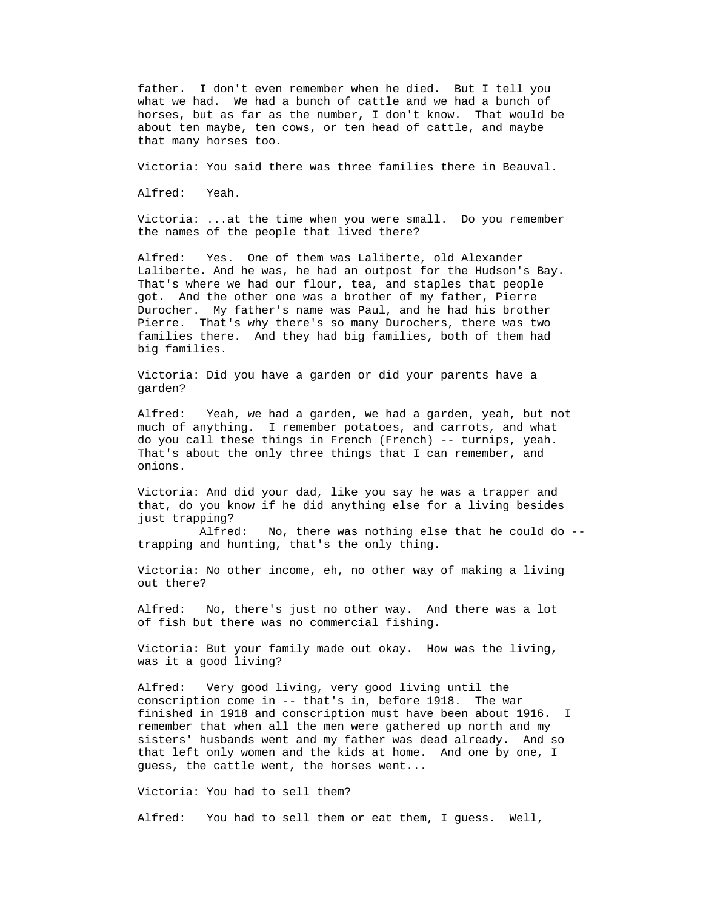father. I don't even remember when he died. But I tell you what we had. We had a bunch of cattle and we had a bunch of horses, but as far as the number, I don't know. That would be about ten maybe, ten cows, or ten head of cattle, and maybe that many horses too.

Victoria: You said there was three families there in Beauval.

Alfred: Yeah.

Victoria: ...at the time when you were small. Do you remember the names of the people that lived there?

Alfred: Yes. One of them was Laliberte, old Alexander Laliberte. And he was, he had an outpost for the Hudson's Bay. That's where we had our flour, tea, and staples that people got. And the other one was a brother of my father, Pierre Durocher. My father's name was Paul, and he had his brother Pierre. That's why there's so many Durochers, there was two families there. And they had big families, both of them had big families.

Victoria: Did you have a garden or did your parents have a garden?

Alfred: Yeah, we had a garden, we had a garden, yeah, but not much of anything. I remember potatoes, and carrots, and what do you call these things in French (French) -- turnips, yeah. That's about the only three things that I can remember, and onions.

Victoria: And did your dad, like you say he was a trapper and that, do you know if he did anything else for a living besides just trapping?

Alfred: No, there was nothing else that he could do -- trapping and hunting, that's the only thing.

Victoria: No other income, eh, no other way of making a living out there?

Alfred: No, there's just no other way. And there was a lot of fish but there was no commercial fishing.

Victoria: But your family made out okay. How was the living, was it a good living?

Alfred: Very good living, very good living until the conscription come in -- that's in, before 1918. The war finished in 1918 and conscription must have been about 1916. I remember that when all the men were gathered up north and my sisters' husbands went and my father was dead already. And so that left only women and the kids at home. And one by one, I guess, the cattle went, the horses went...

Victoria: You had to sell them?

Alfred: You had to sell them or eat them, I guess. Well,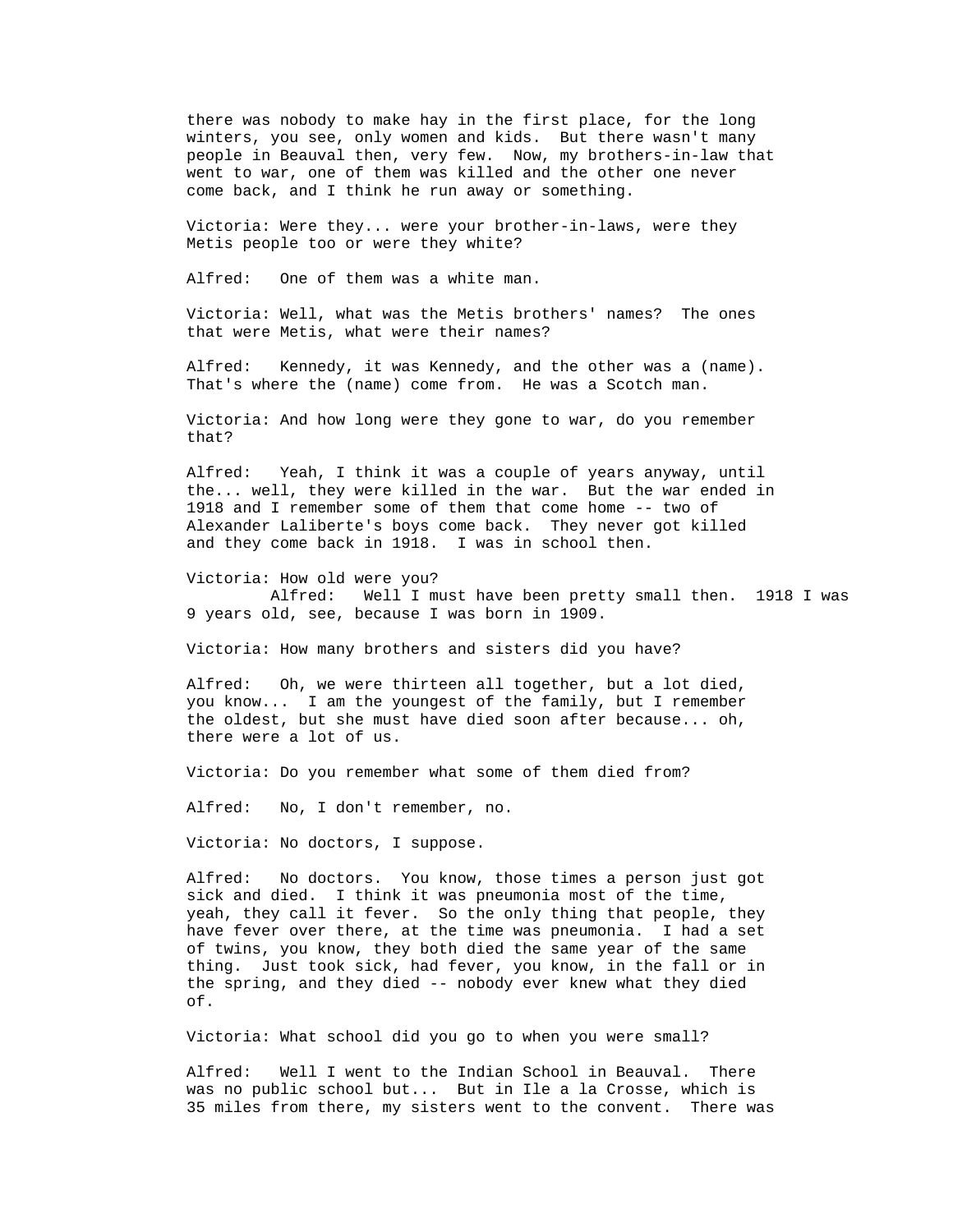there was nobody to make hay in the first place, for the long winters, you see, only women and kids. But there wasn't many people in Beauval then, very few. Now, my brothers-in-law that went to war, one of them was killed and the other one never come back, and I think he run away or something.

Victoria: Were they... were your brother-in-laws, were they Metis people too or were they white?

Alfred: One of them was a white man.

Victoria: Well, what was the Metis brothers' names? The ones that were Metis, what were their names?

Alfred: Kennedy, it was Kennedy, and the other was a (name). That's where the (name) come from. He was a Scotch man.

Victoria: And how long were they gone to war, do you remember that?

Alfred: Yeah, I think it was a couple of years anyway, until the... well, they were killed in the war. But the war ended in 1918 and I remember some of them that come home -- two of Alexander Laliberte's boys come back. They never got killed and they come back in 1918. I was in school then.

Victoria: How old were you?

Alfred: Well I must have been pretty small then. 1918 I was 9 years old, see, because I was born in 1909.

Victoria: How many brothers and sisters did you have?

Alfred: Oh, we were thirteen all together, but a lot died, you know... I am the youngest of the family, but I remember the oldest, but she must have died soon after because... oh, there were a lot of us.

Victoria: Do you remember what some of them died from?

Alfred: No, I don't remember, no.

Victoria: No doctors, I suppose.

Alfred: No doctors. You know, those times a person just got sick and died. I think it was pneumonia most of the time, yeah, they call it fever. So the only thing that people, they have fever over there, at the time was pneumonia. I had a set of twins, you know, they both died the same year of the same thing. Just took sick, had fever, you know, in the fall or in the spring, and they died -- nobody ever knew what they died of.

Victoria: What school did you go to when you were small?

Alfred: Well I went to the Indian School in Beauval. There was no public school but... But in Ile a la Crosse, which is 35 miles from there, my sisters went to the convent. There was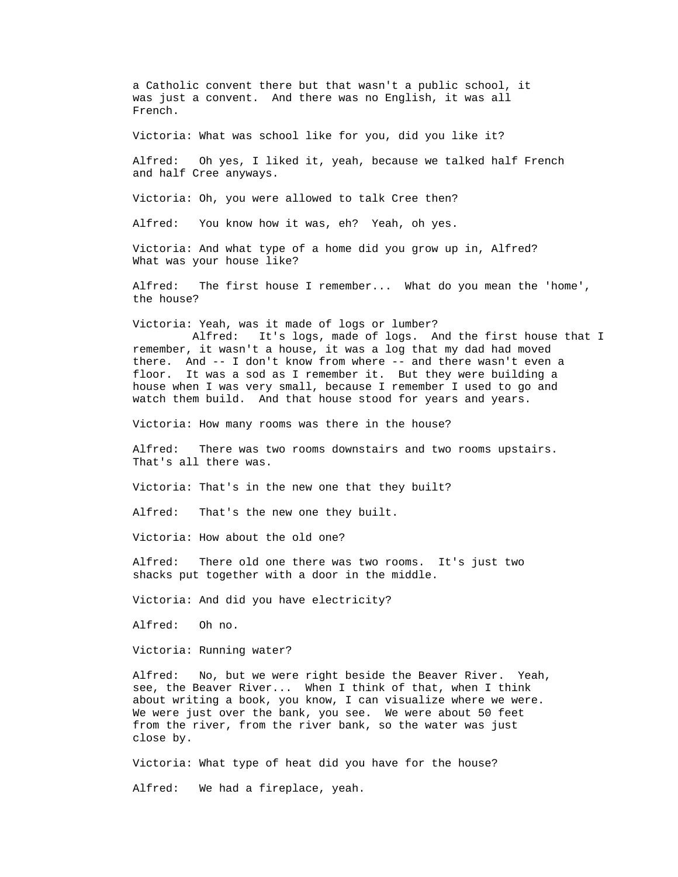a Catholic convent there but that wasn't a public school, it was just a convent. And there was no English, it was all French.

Victoria: What was school like for you, did you like it?

Alfred: Oh yes, I liked it, yeah, because we talked half French and half Cree anyways.

Victoria: Oh, you were allowed to talk Cree then?

Alfred: You know how it was, eh? Yeah, oh yes.

Victoria: And what type of a home did you grow up in, Alfred? What was your house like?

Alfred: The first house I remember... What do you mean the 'home', the house?

Victoria: Yeah, was it made of logs or lumber?

Alfred: It's logs, made of logs. And the first house that I remember, it wasn't a house, it was a log that my dad had moved there. And -- I don't know from where -- and there wasn't even a floor. It was a sod as I remember it. But they were building a house when I was very small, because I remember I used to go and watch them build. And that house stood for years and years.

Victoria: How many rooms was there in the house?

Alfred: There was two rooms downstairs and two rooms upstairs. That's all there was.

Victoria: That's in the new one that they built?

Alfred: That's the new one they built.

Victoria: How about the old one?

Alfred: There old one there was two rooms. It's just two shacks put together with a door in the middle.

Victoria: And did you have electricity?

Alfred: Oh no.

Victoria: Running water?

Alfred: No, but we were right beside the Beaver River. Yeah, see, the Beaver River... When I think of that, when I think about writing a book, you know, I can visualize where we were. We were just over the bank, you see. We were about 50 feet from the river, from the river bank, so the water was just close by.

Victoria: What type of heat did you have for the house?

Alfred: We had a fireplace, yeah.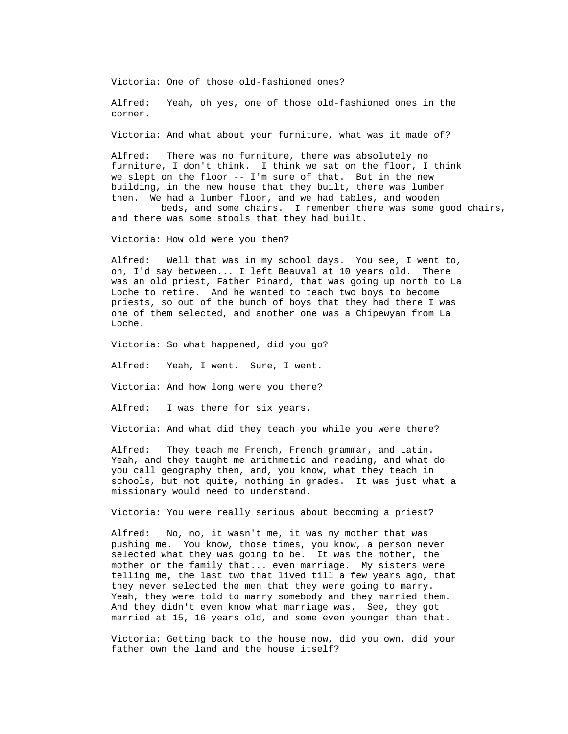Victoria: One of those old-fashioned ones?

Alfred: Yeah, oh yes, one of those old-fashioned ones in the corner.

Victoria: And what about your furniture, what was it made of?

Alfred: There was no furniture, there was absolutely no furniture, I don't think. I think we sat on the floor, I think we slept on the floor -- I'm sure of that. But in the new building, in the new house that they built, there was lumber then. We had a lumber floor, and we had tables, and wooden beds, and some chairs. I remember there was some good chairs, and there was some stools that they had built.

Victoria: How old were you then?

Alfred: Well that was in my school days. You see, I went to, oh, I'd say between... I left Beauval at 10 years old. There was an old priest, Father Pinard, that was going up north to La Loche to retire. And he wanted to teach two boys to become priests, so out of the bunch of boys that they had there I was one of them selected, and another one was a Chipewyan from La Loche.

Victoria: So what happened, did you go?

Alfred: Yeah, I went. Sure, I went.

Victoria: And how long were you there?

Alfred: I was there for six years.

Victoria: And what did they teach you while you were there?

Alfred: They teach me French, French grammar, and Latin. Yeah, and they taught me arithmetic and reading, and what do you call geography then, and, you know, what they teach in schools, but not quite, nothing in grades. It was just what a missionary would need to understand.

Victoria: You were really serious about becoming a priest?

Alfred: No, no, it wasn't me, it was my mother that was pushing me. You know, those times, you know, a person never selected what they was going to be. It was the mother, the mother or the family that... even marriage. My sisters were telling me, the last two that lived till a few years ago, that they never selected the men that they were going to marry. Yeah, they were told to marry somebody and they married them. And they didn't even know what marriage was. See, they got married at 15, 16 years old, and some even younger than that.

Victoria: Getting back to the house now, did you own, did your father own the land and the house itself?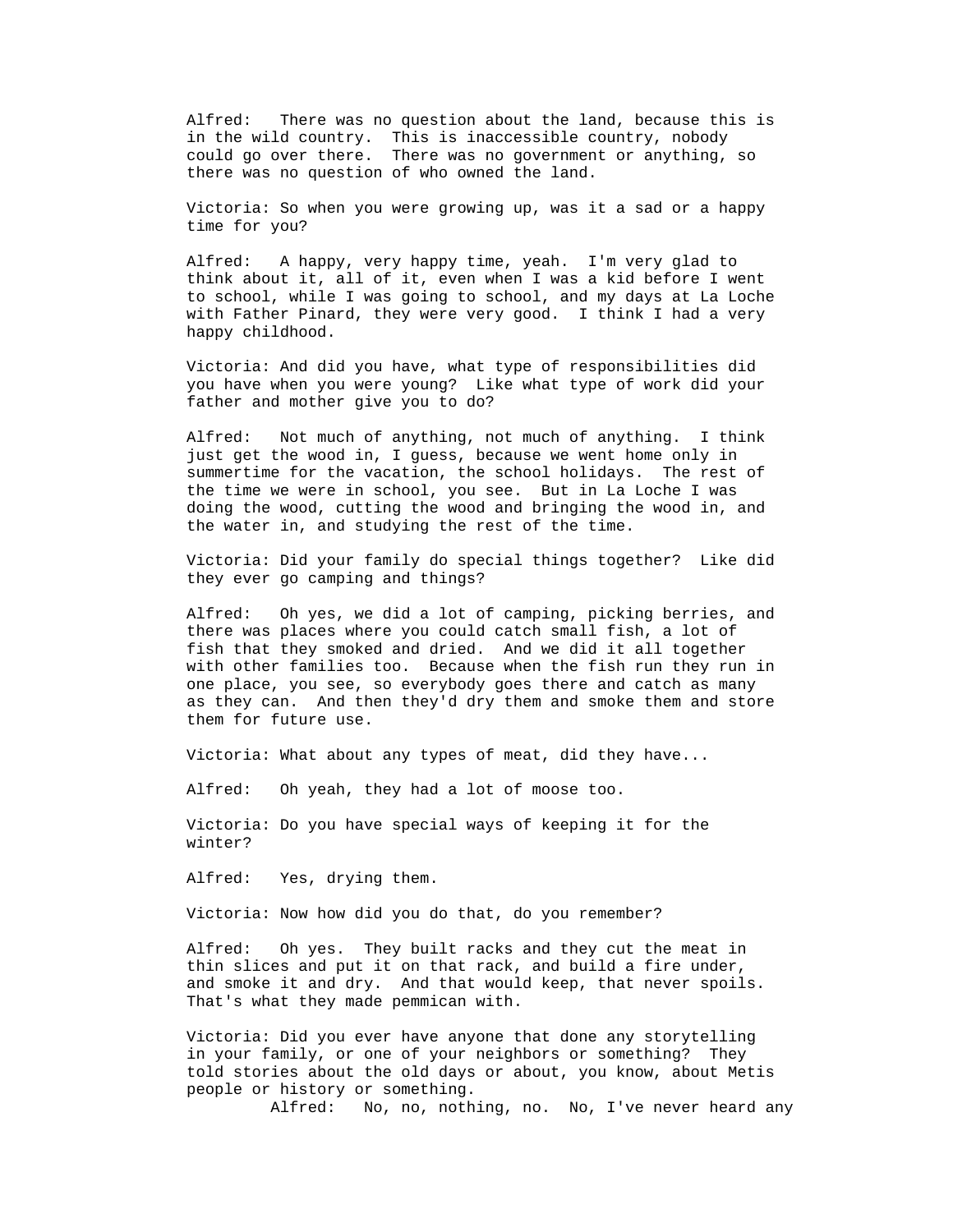Alfred: There was no question about the land, because this is in the wild country. This is inaccessible country, nobody could go over there. There was no government or anything, so there was no question of who owned the land.

Victoria: So when you were growing up, was it a sad or a happy time for you?

Alfred: A happy, very happy time, yeah. I'm very glad to think about it, all of it, even when I was a kid before I went to school, while I was going to school, and my days at La Loche with Father Pinard, they were very good. I think I had a very happy childhood.

Victoria: And did you have, what type of responsibilities did you have when you were young? Like what type of work did your father and mother give you to do?

Alfred: Not much of anything, not much of anything. I think just get the wood in, I guess, because we went home only in summertime for the vacation, the school holidays. The rest of the time we were in school, you see. But in La Loche I was doing the wood, cutting the wood and bringing the wood in, and the water in, and studying the rest of the time.

Victoria: Did your family do special things together? Like did they ever go camping and things?

Alfred: Oh yes, we did a lot of camping, picking berries, and there was places where you could catch small fish, a lot of fish that they smoked and dried. And we did it all together with other families too. Because when the fish run they run in one place, you see, so everybody goes there and catch as many as they can. And then they'd dry them and smoke them and store them for future use.

Victoria: What about any types of meat, did they have...

Alfred: Oh yeah, they had a lot of moose too.

Victoria: Do you have special ways of keeping it for the winter?

Alfred: Yes, drying them.

Victoria: Now how did you do that, do you remember?

Alfred: Oh yes. They built racks and they cut the meat in thin slices and put it on that rack, and build a fire under, and smoke it and dry. And that would keep, that never spoils. That's what they made pemmican with.

Victoria: Did you ever have anyone that done any storytelling in your family, or one of your neighbors or something? They told stories about the old days or about, you know, about Metis people or history or something.

Alfred: No, no, nothing, no. No, I've never heard any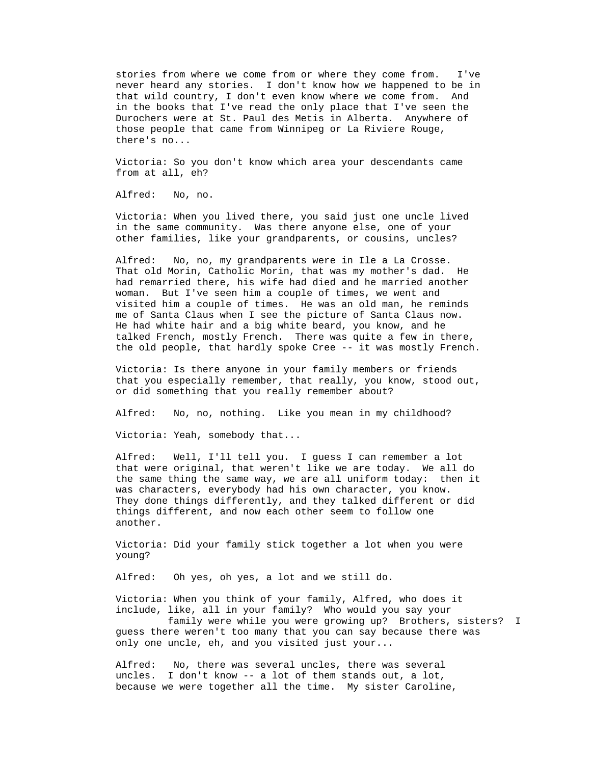stories from where we come from or where they come from. I've never heard any stories. I don't know how we happened to be in that wild country, I don't even know where we come from. And in the books that I've read the only place that I've seen the Durochers were at St. Paul des Metis in Alberta. Anywhere of those people that came from Winnipeg or La Riviere Rouge, there's no...

Victoria: So you don't know which area your descendants came from at all, eh?

Alfred: No, no.

Victoria: When you lived there, you said just one uncle lived in the same community. Was there anyone else, one of your other families, like your grandparents, or cousins, uncles?

Alfred: No, no, my grandparents were in Ile a La Crosse. That old Morin, Catholic Morin, that was my mother's dad. He had remarried there, his wife had died and he married another woman. But I've seen him a couple of times, we went and visited him a couple of times. He was an old man, he reminds me of Santa Claus when I see the picture of Santa Claus now. He had white hair and a big white beard, you know, and he talked French, mostly French. There was quite a few in there, the old people, that hardly spoke Cree -- it was mostly French.

Victoria: Is there anyone in your family members or friends that you especially remember, that really, you know, stood out, or did something that you really remember about?

Alfred: No, no, nothing. Like you mean in my childhood?

Victoria: Yeah, somebody that...

Alfred: Well, I'll tell you. I guess I can remember a lot that were original, that weren't like we are today. We all do the same thing the same way, we are all uniform today: then it was characters, everybody had his own character, you know. They done things differently, and they talked different or did things different, and now each other seem to follow one another.

Victoria: Did your family stick together a lot when you were young?

Alfred: Oh yes, oh yes, a lot and we still do.

Victoria: When you think of your family, Alfred, who does it include, like, all in your family? Who would you say your family were while you were growing up? Brothers, sisters? I guess there weren't too many that you can say because there was only one uncle, eh, and you visited just your...

Alfred: No, there was several uncles, there was several uncles. I don't know -- a lot of them stands out, a lot, because we were together all the time. My sister Caroline,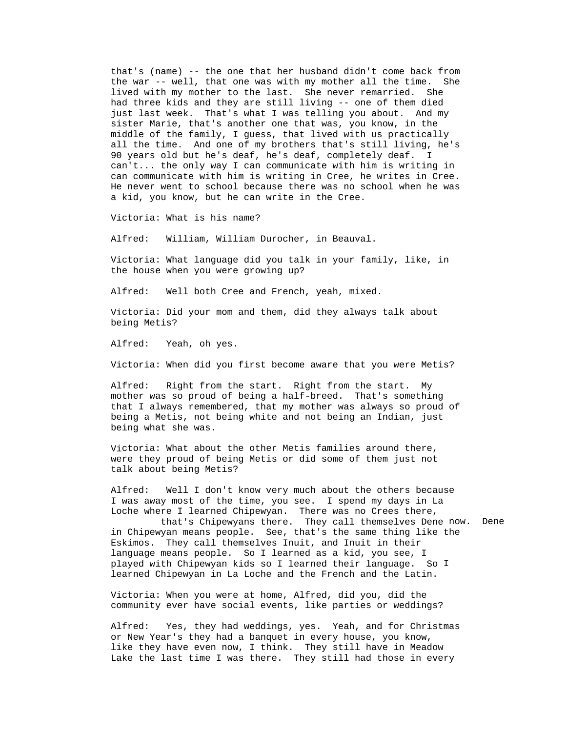that's (name) -- the one that her husband didn't come back from the war -- well, that one was with my mother all the time. She lived with my mother to the last. She never remarried. She had three kids and they are still living -- one of them died just last week. That's what I was telling you about. And my sister Marie, that's another one that was, you know, in the middle of the family, I guess, that lived with us practically all the time. And one of my brothers that's still living, he's 90 years old but he's deaf, he's deaf, completely deaf. I can't... the only way I can communicate with him is writing in can communicate with him is writing in Cree, he writes in Cree. He never went to school because there was no school when he was a kid, you know, but he can write in the Cree.

Victoria: What is his name?

Alfred: William, William Durocher, in Beauval.

Victoria: What language did you talk in your family, like, in the house when you were growing up?

Alfred: Well both Cree and French, yeah, mixed.

Victoria: Did your mom and them, did they always talk about being Metis?

Alfred: Yeah, oh yes.

Victoria: When did you first become aware that you were Metis?

Alfred: Right from the start. Right from the start. My mother was so proud of being a half-breed. That's something that I always remembered, that my mother was always so proud of being a Metis, not being white and not being an Indian, just being what she was.

Victoria: What about the other Metis families around there, were they proud of being Metis or did some of them just not talk about being Metis?

Alfred: Well I don't know very much about the others because I was away most of the time, you see. I spend my days in La Loche where I learned Chipewyan. There was no Crees there, that's Chipewyans there. They call themselves Dene now. Dene in Chipewyan means people. See, that's the same thing like the Eskimos. They call themselves Inuit, and Inuit in their language means people. So I learned as a kid, you see, I played with Chipewyan kids so I learned their language. So I learned Chipewyan in La Loche and the French and the Latin.

Victoria: When you were at home, Alfred, did you, did the community ever have social events, like parties or weddings?

Alfred: Yes, they had weddings, yes. Yeah, and for Christmas or New Year's they had a banquet in every house, you know, like they have even now, I think. They still have in Meadow Lake the last time I was there. They still had those in every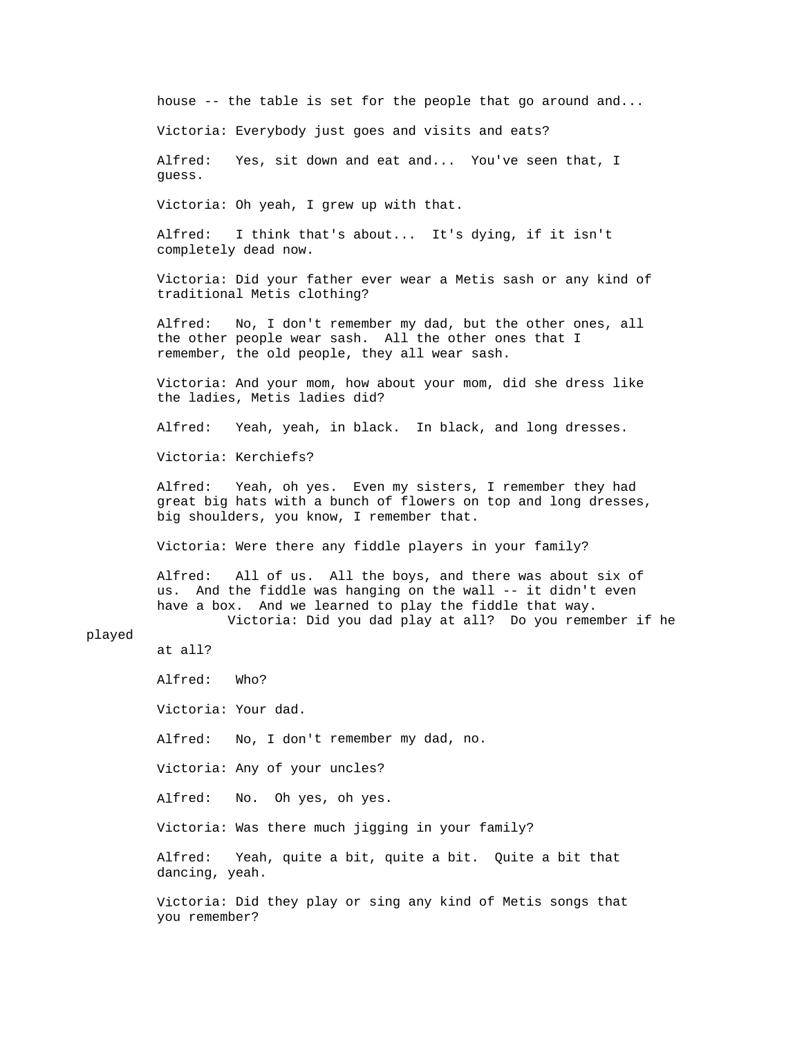house -- the table is set for the people that go around and...

Victoria: Everybody just goes and visits and eats?

Alfred: Yes, sit down and eat and... You've seen that, I guess.

Victoria: Oh yeah, I grew up with that.

Alfred: I think that's about... It's dying, if it isn't completely dead now.

Victoria: Did your father ever wear a Metis sash or any kind of traditional Metis clothing?

Alfred: No, I don't remember my dad, but the other ones, all the other people wear sash. All the other ones that I remember, the old people, they all wear sash.

Victoria: And your mom, how about your mom, did she dress like the ladies, Metis ladies did?

Alfred: Yeah, yeah, in black. In black, and long dresses.

Victoria: Kerchiefs?

Alfred: Yeah, oh yes. Even my sisters, I remember they had great big hats with a bunch of flowers on top and long dresses, big shoulders, you know, I remember that.

Victoria: Were there any fiddle players in your family?

Alfred: All of us. All the boys, and there was about six of us. And the fiddle was hanging on the wall -- it didn't even have a box. And we learned to play the fiddle that way.

Victoria: Did you dad play at all? Do you remember if he played at all?

Alfred: Who?

Victoria: Your dad.

Alfred: No, I don't remember my dad, no.

Victoria: Any of your uncles?

Alfred: No. Oh yes, oh yes.

Victoria: Was there much jigging in your family?

Alfred: Yeah, quite a bit, quite a bit. Quite a bit that dancing, yeah.

Victoria: Did they play or sing any kind of Metis songs that you remember?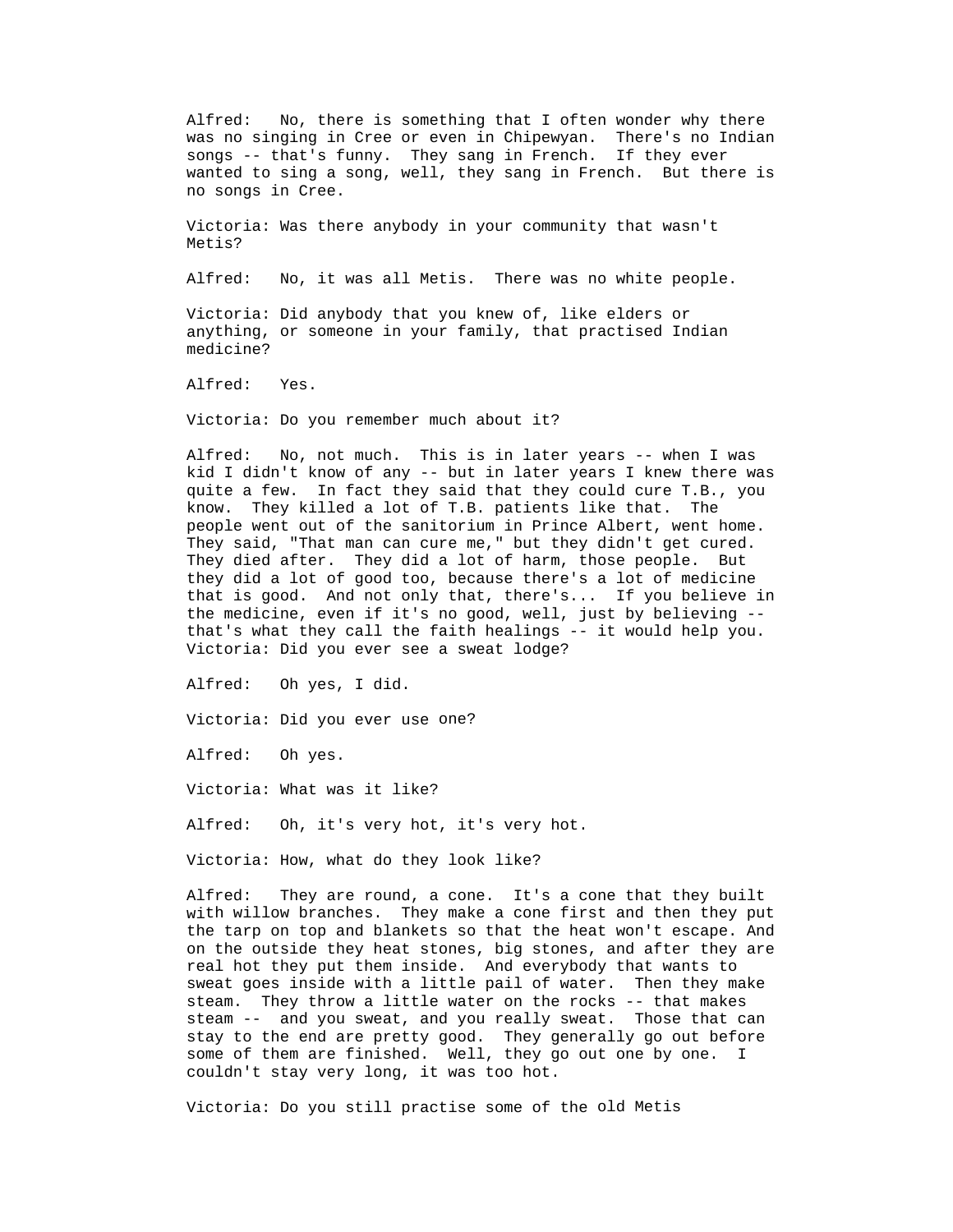Alfred: No, there is something that I often wonder why there was no singing in Cree or even in Chipewyan. There's no Indian songs -- that's funny. They sang in French. If they ever wanted to sing a song, well, they sang in French. But there is no songs in Cree.

Victoria: Was there anybody in your community that wasn't Metis?

Alfred: No, it was all Metis. There was no white people.

Victoria: Did anybody that you knew of, like elders or anything, or someone in your family, that practised Indian medicine?

Alfred: Yes.

Victoria: Do you remember much about it?

Alfred: No, not much. This is in later years -- when I was kid I didn't know of any -- but in later years I knew there was quite a few. In fact they said that they could cure T.B., you know. They killed a lot of T.B. patients like that. The people went out of the sanitorium in Prince Albert, went home. They said, "That man can cure me," but they didn't get cured. They died after. They did a lot of harm, those people. But they did a lot of good too, because there's a lot of medicine that is good. And not only that, there's... If you believe in the medicine, even if it's no good, well, just by believing -- that's what they call the faith healings -- it would help you.

Victoria: Did you ever see a sweat lodge?

Alfred: Oh yes, I did.

Victoria: Did you ever use one?

Alfred: Oh yes.

Victoria: What was it like?

Alfred: Oh, it's very hot, it's very hot.

Victoria: How, what do they look like?

Alfred: They are round, a cone. It's a cone that they built with willow branches. They make a cone first and then they put the tarp on top and blankets so that the heat won't escape. And on the outside they heat stones, big stones, and after they are real hot they put them inside. And everybody that wants to sweat goes inside with a little pail of water. Then they make steam. They throw a little water on the rocks -- that makes steam -- and you sweat, and you really sweat. Those that can stay to the end are pretty good. They generally go out before some of them are finished. Well, they go out one by one. I couldn't stay very long, it was too hot.

Victoria: Do you still practise some of the old Metis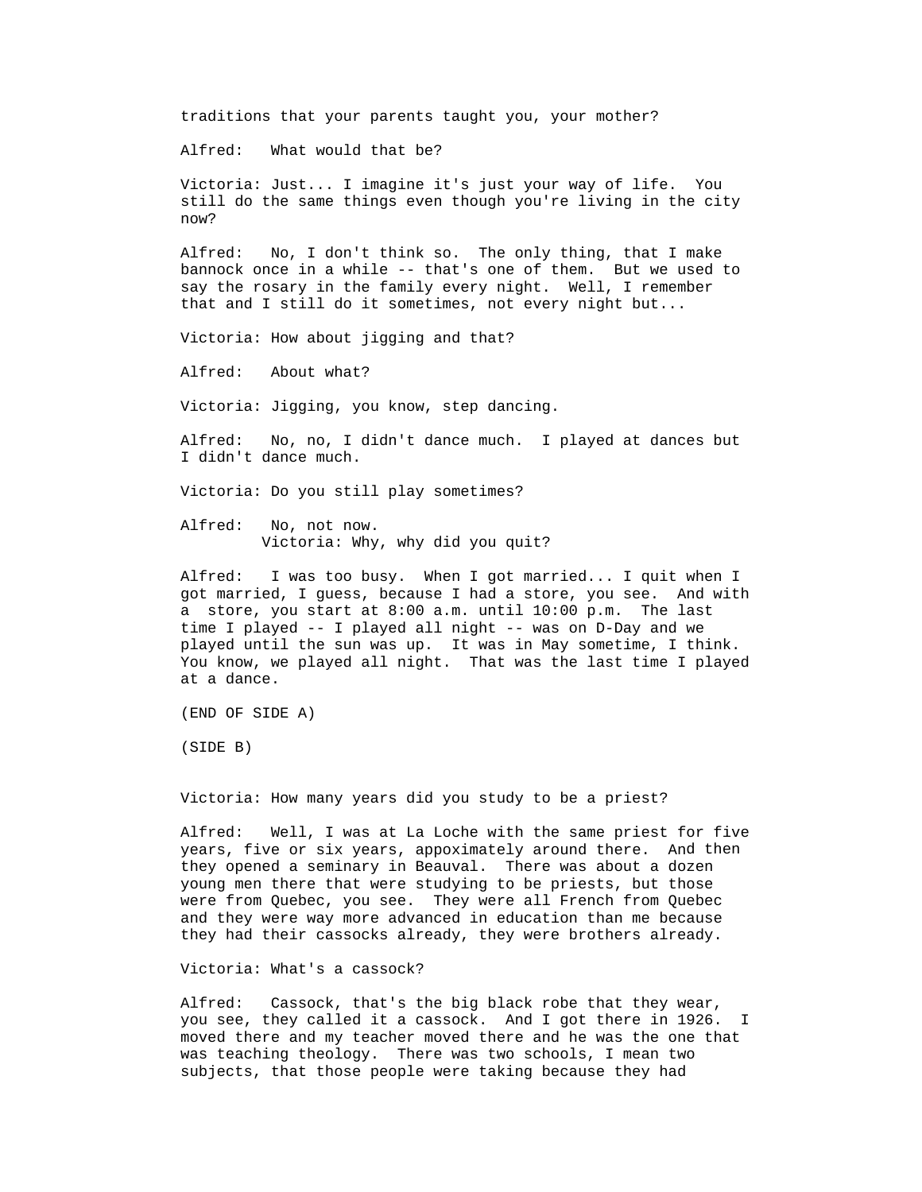traditions that your parents taught you, your mother?

Alfred: What would that be?

Victoria: Just... I imagine it's just your way of life. You still do the same things even though you're living in the city now?

Alfred: No, I don't think so. The only thing, that I make bannock once in a while -- that's one of them. But we used to say the rosary in the family every night. Well, I remember that and I still do it sometimes, not every night but...

Victoria: How about jigging and that?

Alfred: About what?

Victoria: Jigging, you know, step dancing.

Alfred: No, no, I didn't dance much. I played at dances but I didn't dance much.

Victoria: Do you still play sometimes?

Alfred: No, not now.

Victoria: Why, why did you quit?

Alfred: I was too busy. When I got married... I quit when I got married, I guess, because I had a store, you see. And with a store, you start at 8:00 a.m. until 10:00 p.m. The last time I played -- I played all night -- was on D-Day and we played until the sun was up. It was in May sometime, I think. You know, we played all night. That was the last time I played at a dance.

(END OF SIDE A)

(SIDE B)

Victoria: How many years did you study to be a priest?

Alfred: Well, I was at La Loche with the same priest for five years, five or six years, appoximately around there. And then they opened a seminary in Beauval. There was about a dozen young men there that were studying to be priests, but those were from Quebec, you see. They were all French from Quebec and they were way more advanced in education than me because they had their cassocks already, they were brothers already.

Victoria: What's a cassock?

Alfred: Cassock, that's the big black robe that they wear, you see, they called it a cassock. And I got there in 1926. I moved there and my teacher moved there and he was the one that was teaching theology. There was two schools, I mean two subjects, that those people were taking because they had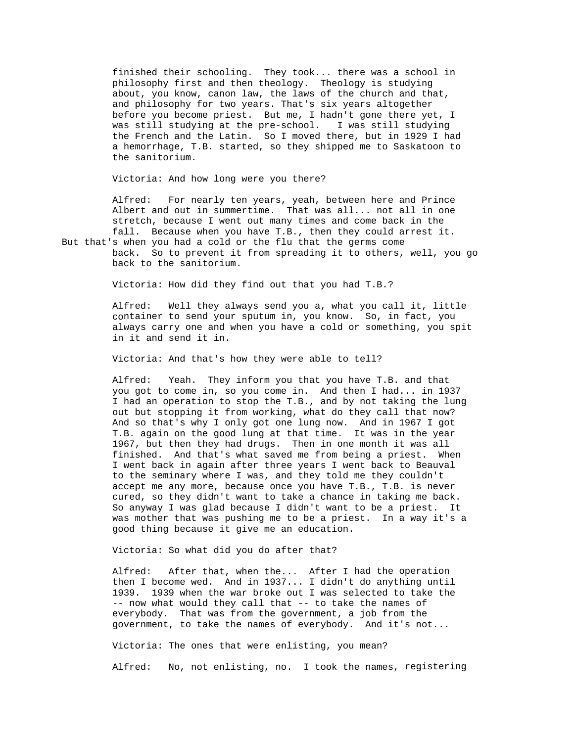finished their schooling. They took... there was a school in philosophy first and then theology. Theology is studying about, you know, canon law, the laws of the church and that, and philosophy for two years. That's six years altogether before you become priest. But me, I hadn't gone there yet, I was still studying at the pre-school. I was still studying the French and the Latin. So I moved there, but in 1929 I had a hemorrhage, T.B. started, so they shipped me to Saskatoon to the sanitorium.

Victoria: And how long were you there?

Alfred: For nearly ten years, yeah, between here and Prince Albert and out in summertime. That was all... not all in one stretch, because I went out many times and come back in the fall. Because when you have T.B., then they could arrest it. But that's when you had a cold or the flu that the germs come back. So to prevent it from spreading it to others, well, you go back to the sanitorium.

Victoria: How did they find out that you had T.B.?

Alfred: Well they always send you a, what you call it, little container to send your sputum in, you know. So, in fact, you always carry one and when you have a cold or something, you spit in it and send it in.

Victoria: And that's how they were able to tell?

Alfred: Yeah. They inform you that you have T.B. and that you got to come in, so you come in. And then I had... in 1937 I had an operation to stop the T.B., and by not taking the lung out but stopping it from working, what do they call that now? And so that's why I only got one lung now. And in 1967 I got T.B. again on the good lung at that time. It was in the year 1967, but then they had drugs. Then in one month it was all finished. And that's what saved me from being a priest. When I went back in again after three years I went back to Beauval to the seminary where I was, and they told me they couldn't accept me any more, because once you have T.B., T.B. is never cured, so they didn't want to take a chance in taking me back. So anyway I was glad because I didn't want to be a priest. It was mother that was pushing me to be a priest. In a way it's a good thing because it give me an education.

Victoria: So what did you do after that?

Alfred: After that, when the... After I had the operation then I become wed. And in 1937... I didn't do anything until 1939. 1939 when the war broke out I was selected to take the -- now what would they call that -- to take the names of everybody. That was from the government, a job from the government, to take the names of everybody. And it's not...

Victoria: The ones that were enlisting, you mean?

Alfred: No, not enlisting, no. I took the names, registering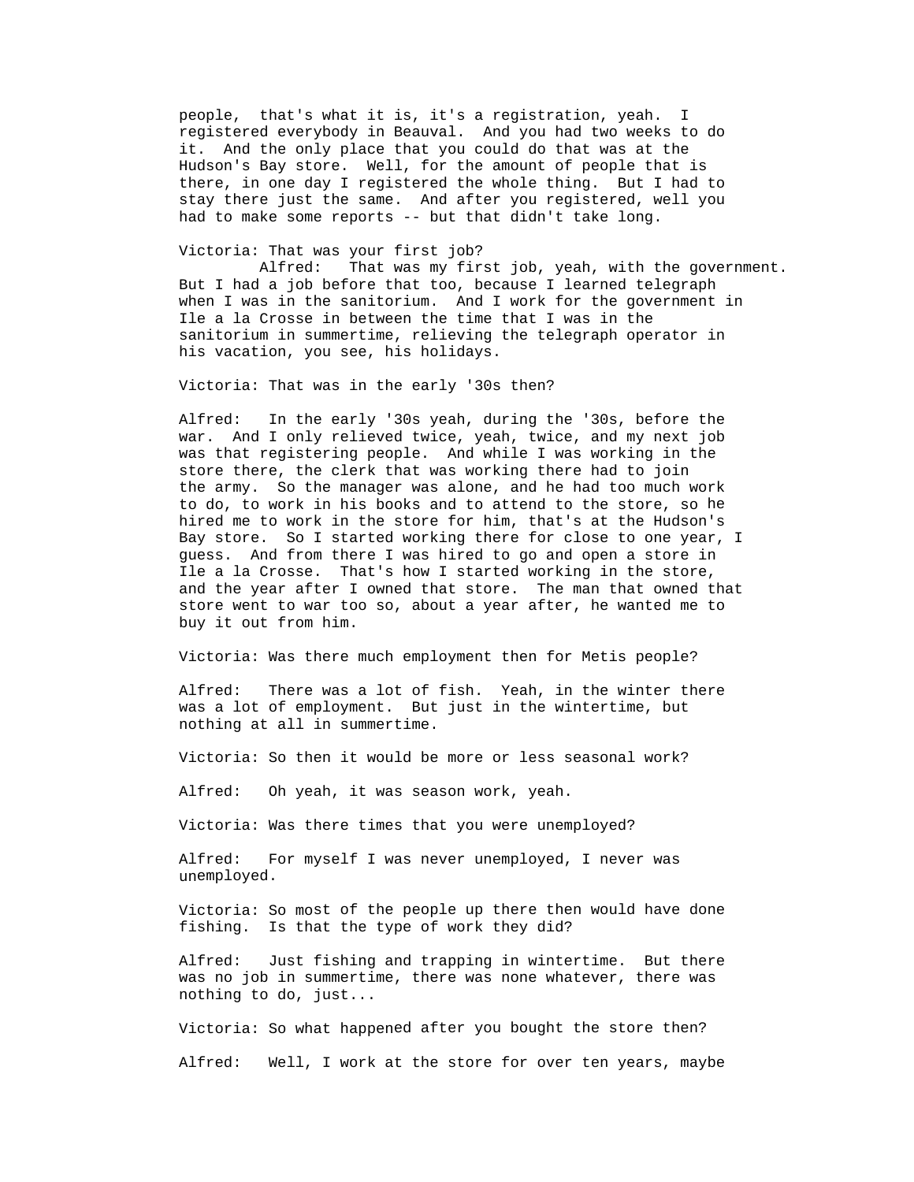people, that's what it is, it's a registration, yeah. I registered everybody in Beauval. And you had two weeks to do it. And the only place that you could do that was at the Hudson's Bay store. Well, for the amount of people that is there, in one day I registered the whole thing. But I had to stay there just the same. And after you registered, well you had to make some reports -- but that didn't take long.

Victoria: That was your first job?

Alfred: That was my first job, yeah, with the government. But I had a job before that too, because I learned telegraph when I was in the sanitorium. And I work for the government in Ile a la Crosse in between the time that I was in the sanitorium in summertime, relieving the telegraph operator in his vacation, you see, his holidays.

Victoria: That was in the early '30s then?

Alfred: In the early '30s yeah, during the '30s, before the war. And I only relieved twice, yeah, twice, and my next job was that registering people. And while I was working in the store there, the clerk that was working there had to join the army. So the manager was alone, and he had too much work to do, to work in his books and to attend to the store, so he hired me to work in the store for him, that's at the Hudson's Bay store. So I started working there for close to one year, I guess. And from there I was hired to go and open a store in Ile a la Crosse. That's how I started working in the store, and the year after I owned that store. The man that owned that store went to war too so, about a year after, he wanted me to buy it out from him.

Victoria: Was there much employment then for Metis people?

Alfred: There was a lot of fish. Yeah, in the winter there was a lot of employment. But just in the wintertime, but nothing at all in summertime.

Victoria: So then it would be more or less seasonal work?

Alfred: Oh yeah, it was season work, yeah.

Victoria: Was there times that you were unemployed?

Alfred: For myself I was never unemployed, I never was unemployed.

Victoria: So most of the people up there then would have done fishing. Is that the type of work they did?

Alfred: Just fishing and trapping in wintertime. But there was no job in summertime, there was none whatever, there was nothing to do, just...

Victoria: So what happened after you bought the store then?

Alfred: Well, I work at the store for over ten years, maybe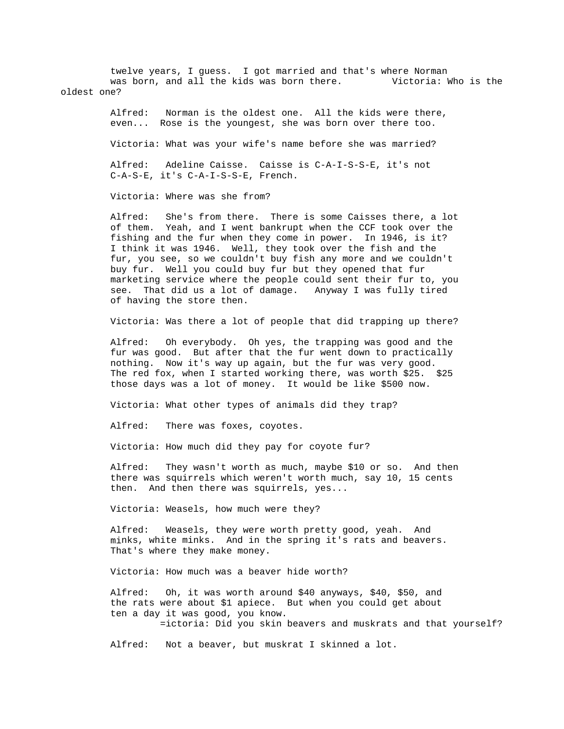twelve years, I guess. I got married and that's where Norman was born, and all the kids was born there. Victoria: Who is the oldest one?

Alfred: Norman is the oldest one. All the kids were there, even... Rose is the youngest, she was born over there too.

Victoria: What was your wife's name before she was married?

Alfred: Adeline Caisse. Caisse is C-A-I-S-S-E, it's not C-A-S-E, it's C-A-I-S-S-E, French.

Victoria: Where was she from?

Alfred: She's from there. There is some Caisses there, a lot of them. Yeah, and I went bankrupt when the CCF took over the fishing and the fur when they come in power. In 1946, is it? I think it was 1946. Well, they took over the fish and the fur, you see, so we couldn't buy fish any more and we couldn't buy fur. Well you could buy fur but they opened that fur marketing service where the people could sent their fur to, you see. That did us a lot of damage. Anyway I was fully tired of having the store then.

Victoria: Was there a lot of people that did trapping up there?

Alfred: Oh everybody. Oh yes, the trapping was good and the fur was good. But after that the fur went down to practically nothing. Now it's way up again, but the fur was very good. The red fox, when I started working there, was worth $25. $25 those days was a lot of money. It would be like $500 now.

Victoria: What other types of animals did they trap?

Alfred: There was foxes, coyotes.

Victoria: How much did they pay for coyote fur?

Alfred: They wasn't worth as much, maybe $10 or so. And then there was squirrels which weren't worth much, say 10, 15 cents then. And then there was squirrels, yes...

Victoria: Weasels, how much were they?

Alfred: Weasels, they were worth pretty good, yeah. And minks, white minks. And in the spring it's rats and beavers. That's where they make money.

Victoria: How much was a beaver hide worth?

Alfred: Oh, it was worth around $40 anyways, $40, $50, and the rats were about $1 apiece. But when you could get about ten a day it was good, you know.

=ictoria: Did you skin beavers and muskrats and that yourself?

Alfred: Not a beaver, but muskrat I skinned a lot.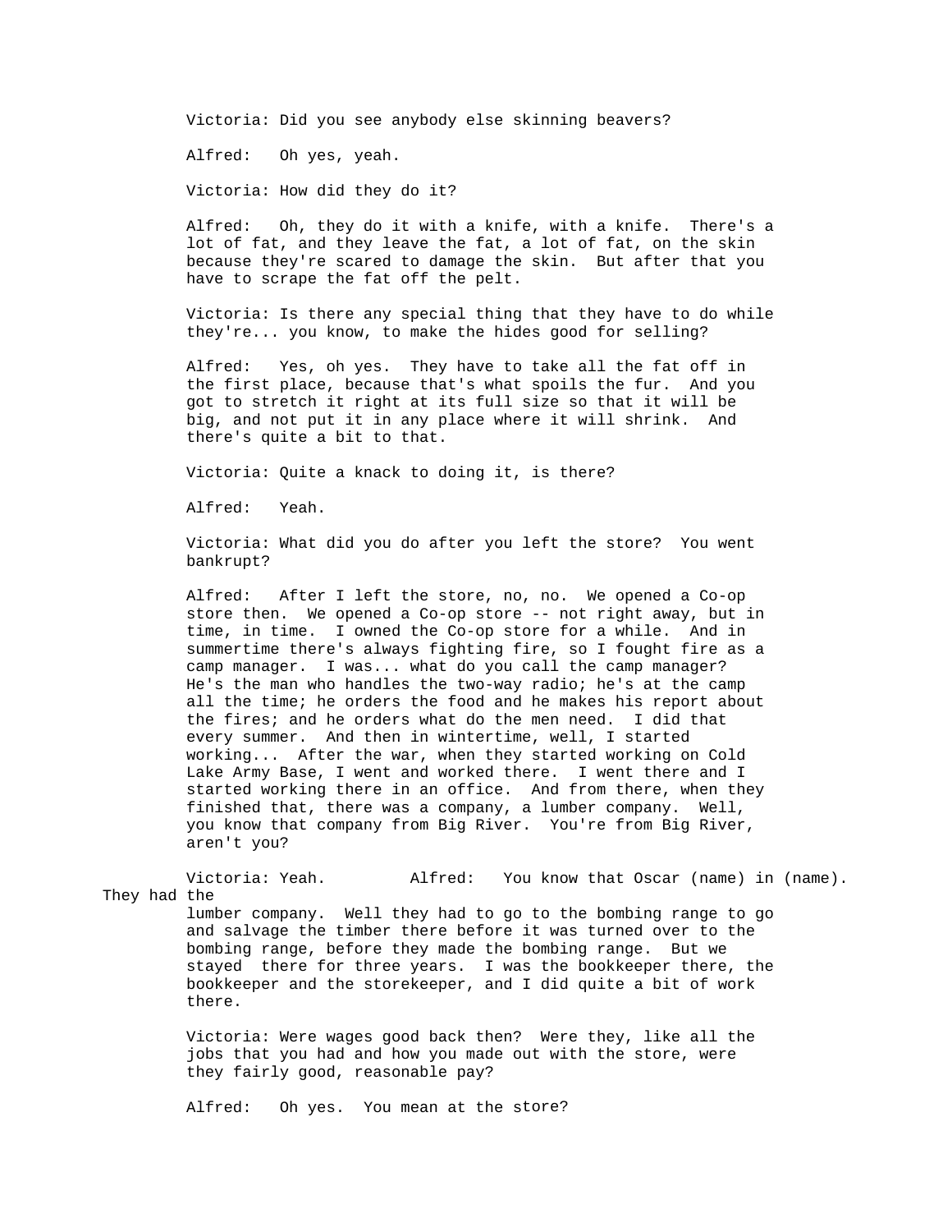Victoria: Did you see anybody else skinning beavers?

Alfred: Oh yes, yeah.

Victoria: How did they do it?

Alfred: Oh, they do it with a knife, with a knife. There's a lot of fat, and they leave the fat, a lot of fat, on the skin because they're scared to damage the skin. But after that you have to scrape the fat off the pelt.

Victoria: Is there any special thing that they have to do while they're... you know, to make the hides good for selling?

Alfred: Yes, oh yes. They have to take all the fat off in the first place, because that's what spoils the fur. And you got to stretch it right at its full size so that it will be big, and not put it in any place where it will shrink. And there's quite a bit to that.

Victoria: Quite a knack to doing it, is there?

Alfred: Yeah.

Victoria: What did you do after you left the store? You went bankrupt?

Alfred: After I left the store, no, no. We opened a Co-op store then. We opened a Co-op store -- not right away, but in time, in time. I owned the Co-op store for a while. And in summertime there's always fighting fire, so I fought fire as a camp manager. I was... what do you call the camp manager? He's the man who handles the two-way radio; he's at the camp all the time; he orders the food and he makes his report about the fires; and he orders what do the men need. I did that every summer. And then in wintertime, well, I started working... After the war, when they started working on Cold Lake Army Base, I went and worked there. I went there and I started working there in an office. And from there, when they finished that, there was a company, a lumber company. Well, you know that company from Big River. You're from Big River, aren't you?

Victoria: Yeah.

Alfred: You know that Oscar (name) in (name). They had the lumber company. Well they had to go to the bombing range to go and salvage the timber there before it was turned over to the bombing range, before they made the bombing range. But we stayed there for three years. I was the bookkeeper there, the bookkeeper and the storekeeper, and I did quite a bit of work there.

Victoria: Were wages good back then? Were they, like all the jobs that you had and how you made out with the store, were they fairly good, reasonable pay?

Alfred: Oh yes. You mean at the store?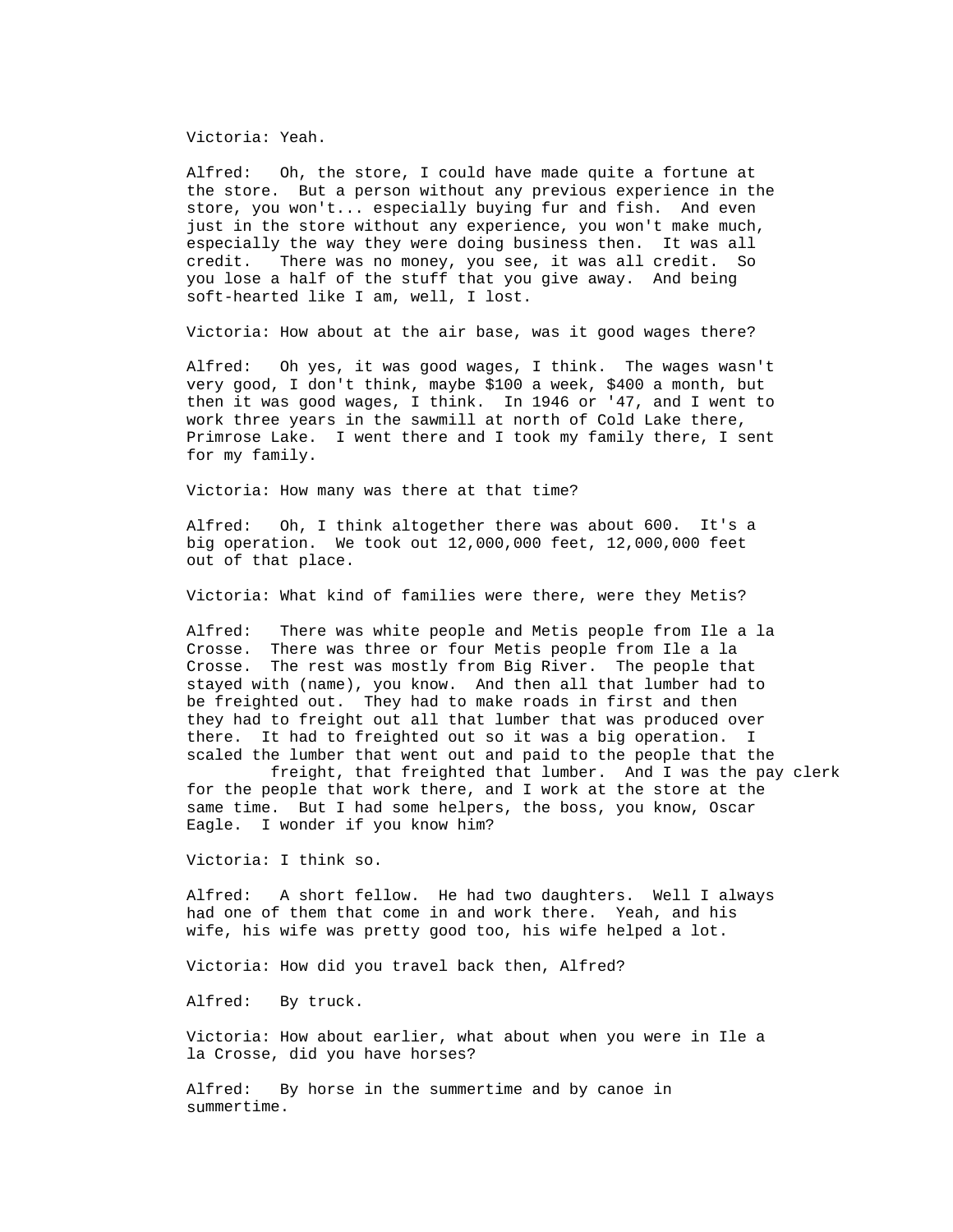Victoria: Yeah.

Alfred: Oh, the store, I could have made quite a fortune at the store. But a person without any previous experience in the store, you won't... especially buying fur and fish. And even just in the store without any experience, you won't make much, especially the way they were doing business then. It was all credit. There was no money, you see, it was all credit. So you lose a half of the stuff that you give away. And being soft-hearted like I am, well, I lost.

Victoria: How about at the air base, was it good wages there?

Alfred: Oh yes, it was good wages, I think. The wages wasn't very good, I don't think, maybe $100 a week, $400 a month, but then it was good wages, I think. In 1946 or '47, and I went to work three years in the sawmill at north of Cold Lake there, Primrose Lake. I went there and I took my family there, I sent for my family.

Victoria: How many was there at that time?

Alfred: Oh, I think altogether there was about 600. It's a big operation. We took out 12,000,000 feet, 12,000,000 feet out of that place.

Victoria: What kind of families were there, were they Metis?

Alfred: There was white people and Metis people from Ile a la Crosse. There was three or four Metis people from Ile a la Crosse. The rest was mostly from Big River. The people that stayed with (name), you know. And then all that lumber had to be freighted out. They had to make roads in first and then they had to freight out all that lumber that was produced over there. It had to freighted out so it was a big operation. I scaled the lumber that went out and paid to the people that the freight, that freighted that lumber. And I was the pay clerk for the people that work there, and I work at the store at the same time. But I had some helpers, the boss, you know, Oscar Eagle. I wonder if you know him?

Victoria: I think so.

Alfred: A short fellow. He had two daughters. Well I always had one of them that come in and work there. Yeah, and his wife, his wife was pretty good too, his wife helped a lot.

Victoria: How did you travel back then, Alfred?

Alfred: By truck.

Victoria: How about earlier, what about when you were in Ile a la Crosse, did you have horses?

Alfred: By horse in the summertime and by canoe in summertime.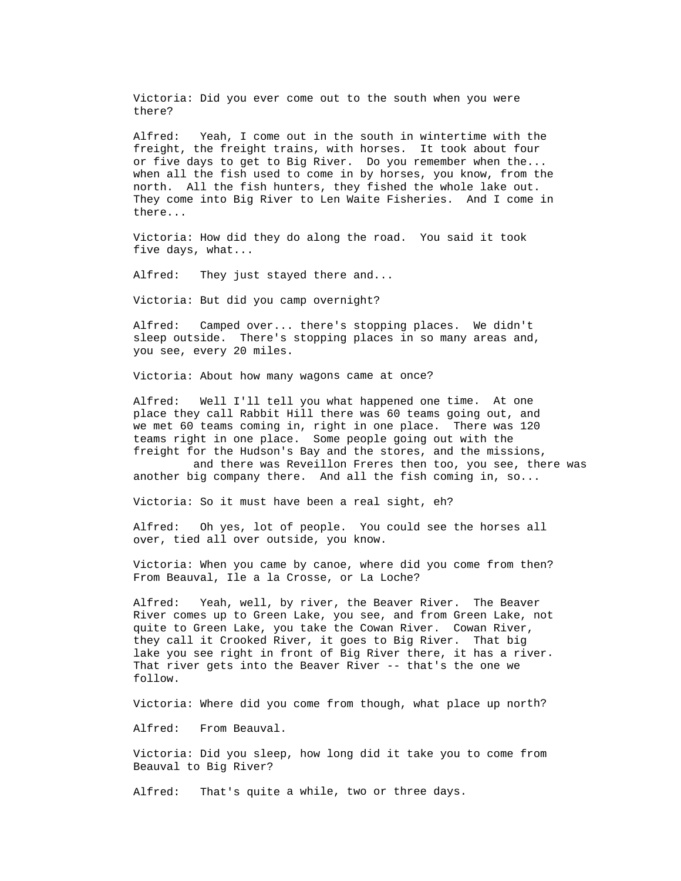Victoria: Did you ever come out to the south when you were there?

Alfred: Yeah, I come out in the south in wintertime with the freight, the freight trains, with horses. It took about four or five days to get to Big River. Do you remember when the... when all the fish used to come in by horses, you know, from the north. All the fish hunters, they fished the whole lake out. They come into Big River to Len Waite Fisheries. And I come in there...

Victoria: How did they do along the road. You said it took five days, what...

Alfred: They just stayed there and...

Victoria: But did you camp overnight?

Alfred: Camped over... there's stopping places. We didn't sleep outside. There's stopping places in so many areas and, you see, every 20 miles.

Victoria: About how many wagons came at once?

Alfred: Well I'll tell you what happened one time. At one place they call Rabbit Hill there was 60 teams going out, and we met 60 teams coming in, right in one place. There was 120 teams right in one place. Some people going out with the freight for the Hudson's Bay and the stores, and the missions, and there was Reveillon Freres then too, you see, there was another big company there. And all the fish coming in, so...

Victoria: So it must have been a real sight, eh?

Alfred: Oh yes, lot of people. You could see the horses all over, tied all over outside, you know.

Victoria: When you came by canoe, where did you come from then? From Beauval, Ile a la Crosse, or La Loche?

Alfred: Yeah, well, by river, the Beaver River. The Beaver River comes up to Green Lake, you see, and from Green Lake, not quite to Green Lake, you take the Cowan River. Cowan River, they call it Crooked River, it goes to Big River. That big lake you see right in front of Big River there, it has a river. That river gets into the Beaver River -- that's the one we follow.

Victoria: Where did you come from though, what place up north?

Alfred: From Beauval.

Victoria: Did you sleep, how long did it take you to come from Beauval to Big River?

Alfred: That's quite a while, two or three days.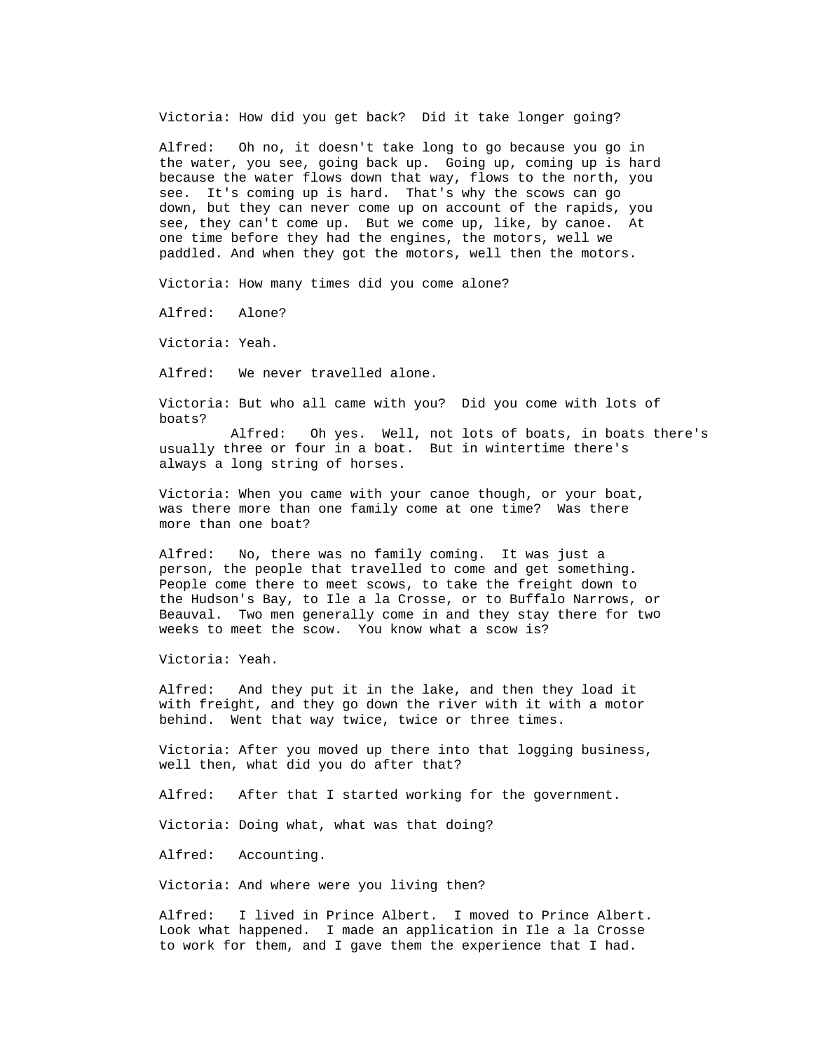Victoria: How did you get back? Did it take longer going?

Alfred: Oh no, it doesn't take long to go because you go in the water, you see, going back up. Going up, coming up is hard because the water flows down that way, flows to the north, you see. It's coming up is hard. That's why the scows can go down, but they can never come up on account of the rapids, you see, they can't come up. But we come up, like, by canoe. At one time before they had the engines, the motors, well we paddled. And when they got the motors, well then the motors.

Victoria: How many times did you come alone?

Alfred: Alone?

Victoria: Yeah.

Alfred: We never travelled alone.

Victoria: But who all came with you? Did you come with lots of boats?

Alfred: Oh yes. Well, not lots of boats, in boats there's usually three or four in a boat. But in wintertime there's always a long string of horses.

Victoria: When you came with your canoe though, or your boat, was there more than one family come at one time? Was there more than one boat?

Alfred: No, there was no family coming. It was just a person, the people that travelled to come and get something. People come there to meet scows, to take the freight down to the Hudson's Bay, to Ile a la Crosse, or to Buffalo Narrows, or Beauval. Two men generally come in and they stay there for two weeks to meet the scow. You know what a scow is?

Victoria: Yeah.

Alfred: And they put it in the lake, and then they load it with freight, and they go down the river with it with a motor behind. Went that way twice, twice or three times.

Victoria: After you moved up there into that logging business, well then, what did you do after that?

Alfred: After that I started working for the government.

Victoria: Doing what, what was that doing?

Alfred: Accounting.

Victoria: And where were you living then?

Alfred: I lived in Prince Albert. I moved to Prince Albert. Look what happened. I made an application in Ile a la Crosse to work for them, and I gave them the experience that I had.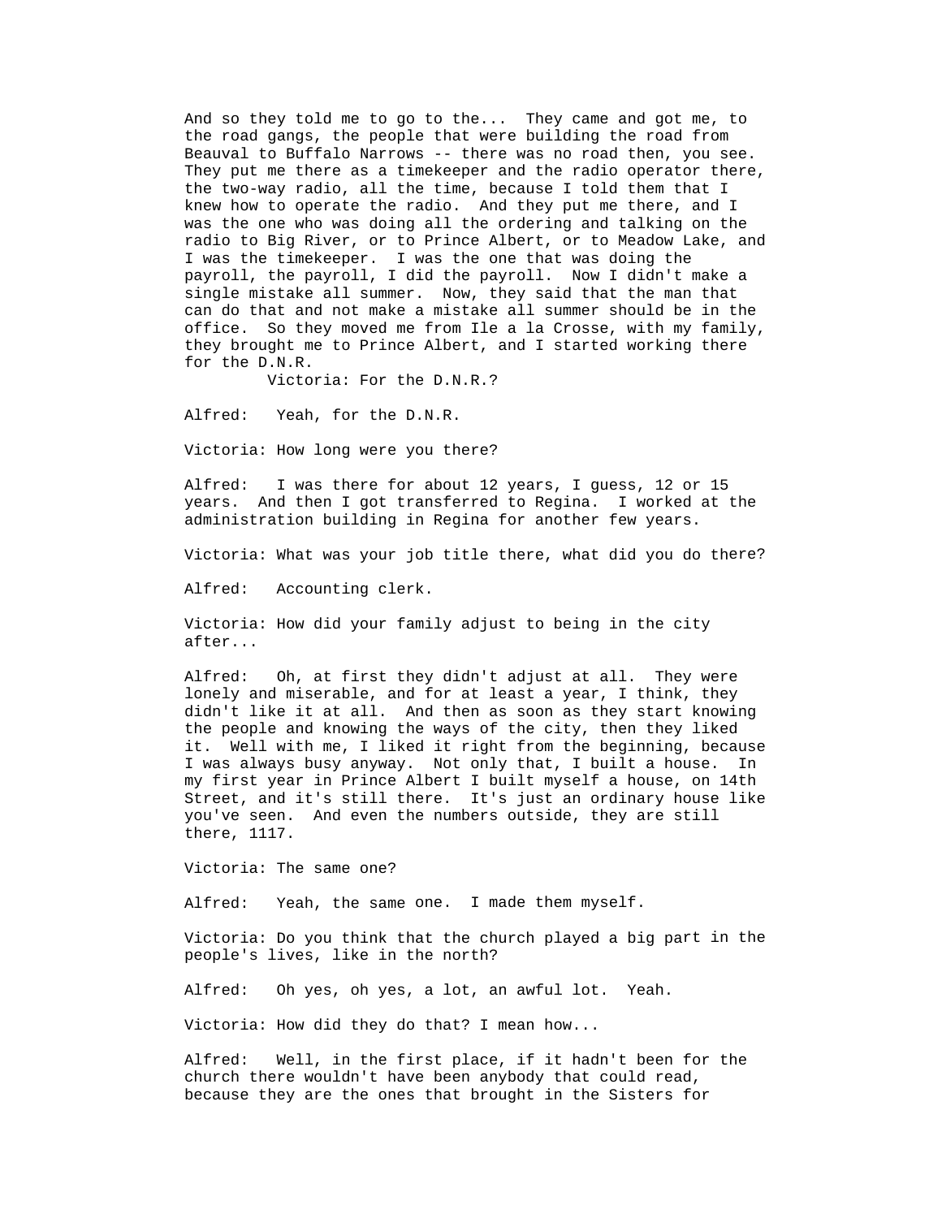And so they told me to go to the... They came and got me, to the road gangs, the people that were building the road from Beauval to Buffalo Narrows -- there was no road then, you see. They put me there as a timekeeper and the radio operator there, the two-way radio, all the time, because I told them that I knew how to operate the radio. And they put me there, and I was the one who was doing all the ordering and talking on the radio to Big River, or to Prince Albert, or to Meadow Lake, and I was the timekeeper. I was the one that was doing the payroll, the payroll, I did the payroll. Now I didn't make a single mistake all summer. Now, they said that the man that can do that and not make a mistake all summer should be in the office. So they moved me from Ile a la Crosse, with my family, they brought me to Prince Albert, and I started working there for the D.N.R.

Victoria: For the D.N.R.?

Alfred: Yeah, for the D.N.R.

Victoria: How long were you there?

Alfred: I was there for about 12 years, I guess, 12 or 15 years. And then I got transferred to Regina. I worked at the administration building in Regina for another few years.

Victoria: What was your job title there, what did you do there?

Alfred: Accounting clerk.

Victoria: How did your family adjust to being in the city after...

Alfred: Oh, at first they didn't adjust at all. They were lonely and miserable, and for at least a year, I think, they didn't like it at all. And then as soon as they start knowing the people and knowing the ways of the city, then they liked it. Well with me, I liked it right from the beginning, because I was always busy anyway. Not only that, I built a house. In my first year in Prince Albert I built myself a house, on 14th Street, and it's still there. It's just an ordinary house like you've seen. And even the numbers outside, they are still there, 1117.

Victoria: The same one?

Alfred: Yeah, the same one. I made them myself.

Victoria: Do you think that the church played a big part in the people's lives, like in the north?

Alfred: Oh yes, oh yes, a lot, an awful lot. Yeah.

Victoria: How did they do that? I mean how...

Alfred: Well, in the first place, if it hadn't been for the church there wouldn't have been anybody that could read, because they are the ones that brought in the Sisters for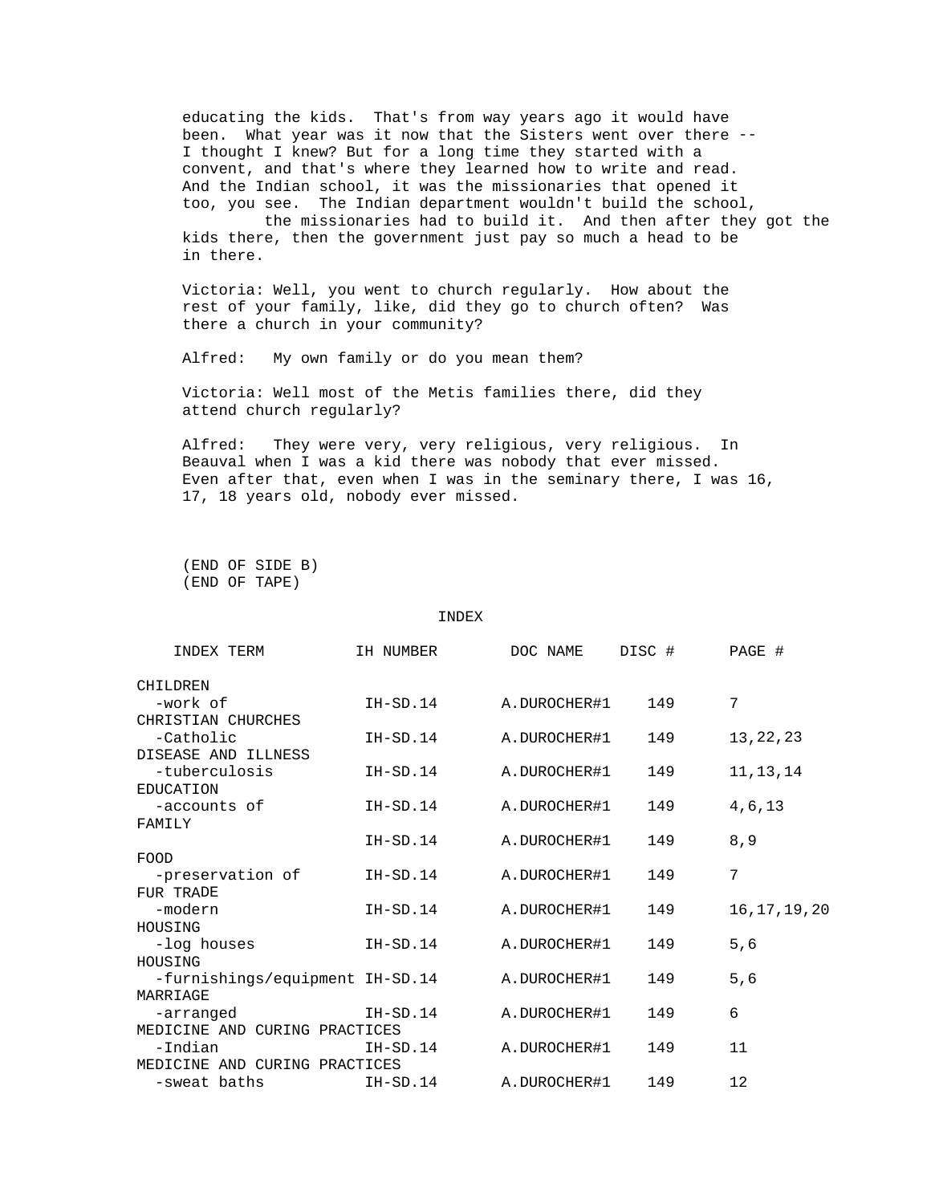educating the kids. That's from way years ago it would have been. What year was it now that the Sisters went over there -- I thought I knew? But for a long time they started with a convent, and that's where they learned how to write and read. And the Indian school, it was the missionaries that opened it too, you see. The Indian department wouldn't build the school, the missionaries had to build it. And then after they got the kids there, then the government just pay so much a head to be in there.

Victoria: Well, you went to church regularly. How about the rest of your family, like, did they go to church often? Was there a church in your community?

Alfred: My own family or do you mean them?

Victoria: Well most of the Metis families there, did they attend church regularly?

Alfred: They were very, very religious, very religious. In Beauval when I was a kid there was nobody that ever missed. Even after that, even when I was in the seminary there, I was 16, 17, 18 years old, nobody ever missed.

(END OF SIDE B)
(END OF TAPE)

## INDEX

| INDEX TERM | IH NUMBER | DOC NAME | DISC # | PAGE # |
|---|---|---|---|---|
| CHILDREN | | | | |
| -work of | IH-SD.14 | A.DUROCHER#1 | 149 | 7 |
| CHRISTIAN CHURCHES | | | | |
| -Catholic | IH-SD.14 | A.DUROCHER#1 | 149 | 13,22,23 |
| DISEASE AND ILLNESS | | | | |
| -tuberculosis | IH-SD.14 | A.DUROCHER#1 | 149 | 11,13,14 |
| EDUCATION | | | | |
| -accounts of | IH-SD.14 | A.DUROCHER#1 | 149 | 4,6,13 |
| FAMILY | | | | |
| | IH-SD.14 | A.DUROCHER#1 | 149 | 8,9 |
| FOOD | | | | |
| -preservation of | IH-SD.14 | A.DUROCHER#1 | 149 | 7 |
| FUR TRADE | | | | |
| -modern | IH-SD.14 | A.DUROCHER#1 | 149 | 16,17,19,20 |
| HOUSING | | | | |
| -log houses | IH-SD.14 | A.DUROCHER#1 | 149 | 5,6 |
| HOUSING | | | | |
| -furnishings/equipment | IH-SD.14 | A.DUROCHER#1 | 149 | 5,6 |
| MARRIAGE | | | | |
| -arranged | IH-SD.14 | A.DUROCHER#1 | 149 | 6 |
| MEDICINE AND CURING PRACTICES | | | | |
| -Indian | IH-SD.14 | A.DUROCHER#1 | 149 | 11 |
| MEDICINE AND CURING PRACTICES | | | | |
| -sweat baths | IH-SD.14 | A.DUROCHER#1 | 149 | 12 |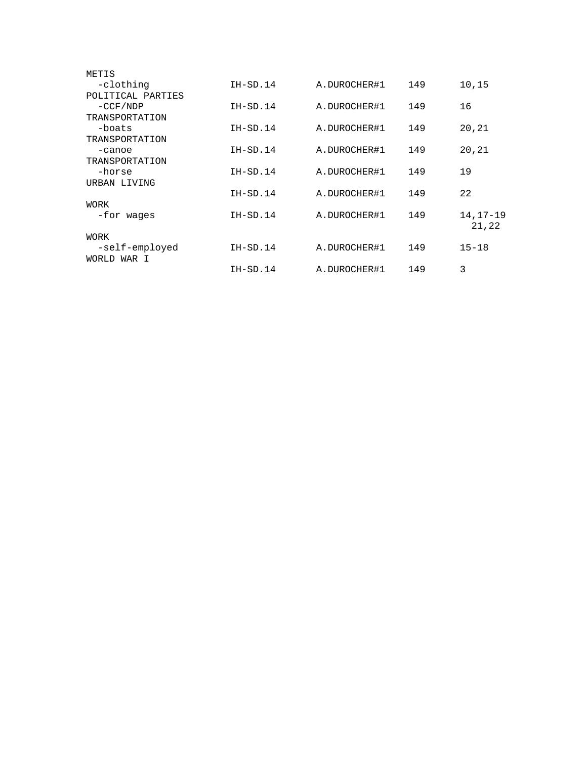| | | | | |
|---|---|---|---|---|
| METIS | | | | |
| -clothing | IH-SD.14 | A.DUROCHER#1 | 149 | 10,15 |
| POLITICAL PARTIES | | | | |
| -CCF/NDP | IH-SD.14 | A.DUROCHER#1 | 149 | 16 |
| TRANSPORTATION | | | | |
| -boats | IH-SD.14 | A.DUROCHER#1 | 149 | 20,21 |
| TRANSPORTATION | | | | |
| -canoe | IH-SD.14 | A.DUROCHER#1 | 149 | 20,21 |
| TRANSPORTATION | | | | |
| -horse | IH-SD.14 | A.DUROCHER#1 | 149 | 19 |
| URBAN LIVING | | | | |
| | IH-SD.14 | A.DUROCHER#1 | 149 | 22 |
| WORK | | | | |
| -for wages | IH-SD.14 | A.DUROCHER#1 | 149 | 14,17-19 21,22 |
| WORK | | | | |
| -self-employed | IH-SD.14 | A.DUROCHER#1 | 149 | 15-18 |
| WORLD WAR I | | | | |
| | IH-SD.14 | A.DUROCHER#1 | 149 | 3 |